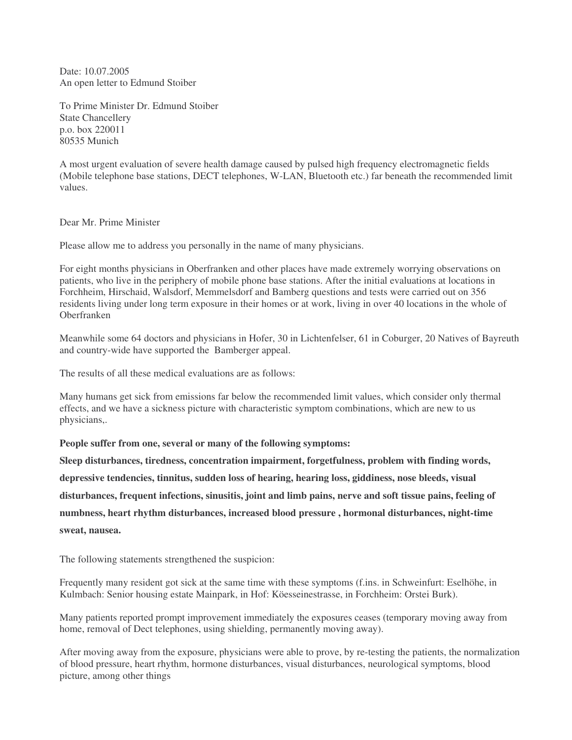Date: 10.07.2005
An open letter to Edmund Stoiber

To Prime Minister Dr. Edmund Stoiber
State Chancellery
p.o. box 220011
80535 Munich

A most urgent evaluation of severe health damage caused by pulsed high frequency electromagnetic fields (Mobile telephone base stations, DECT telephones, W-LAN, Bluetooth etc.) far beneath the recommended limit values.

Dear Mr. Prime Minister

Please allow me to address you personally in the name of many physicians.

For eight months physicians in Oberfranken and other places have made extremely worrying observations on patients, who live in the periphery of mobile phone base stations. After the initial evaluations at locations in Forchheim, Hirschaid, Walsdorf, Memmelsdorf and Bamberg questions and tests were carried out on 356 residents living under long term exposure in their homes or at work, living in over 40 locations in the whole of Oberfranken

Meanwhile some 64 doctors and physicians in Hofer, 30 in Lichtenfelser, 61 in Coburger, 20 Natives of Bayreuth and country-wide have supported the Bamberger appeal.

The results of all these medical evaluations are as follows:

Many humans get sick from emissions far below the recommended limit values, which consider only thermal effects, and we have a sickness picture with characteristic symptom combinations, which are new to us physicians,.

**People suffer from one, several or many of the following symptoms:**

**Sleep disturbances, tiredness, concentration impairment, forgetfulness, problem with finding words, depressive tendencies, tinnitus, sudden loss of hearing, hearing loss, giddiness, nose bleeds, visual disturbances, frequent infections, sinusitis, joint and limb pains, nerve and soft tissue pains, feeling of numbness, heart rhythm disturbances, increased blood pressure , hormonal disturbances, night-time sweat, nausea.**

The following statements strengthened the suspicion:

Frequently many resident got sick at the same time with these symptoms (f.ins. in Schweinfurt: Eselhöhe, in Kulmbach: Senior housing estate Mainpark, in Hof: Köesseinestrasse, in Forchheim: Orstei Burk).

Many patients reported prompt improvement immediately the exposures ceases (temporary moving away from home, removal of Dect telephones, using shielding, permanently moving away).

After moving away from the exposure, physicians were able to prove, by re-testing the patients, the normalization of blood pressure, heart rhythm, hormone disturbances, visual disturbances, neurological symptoms, blood picture, among other things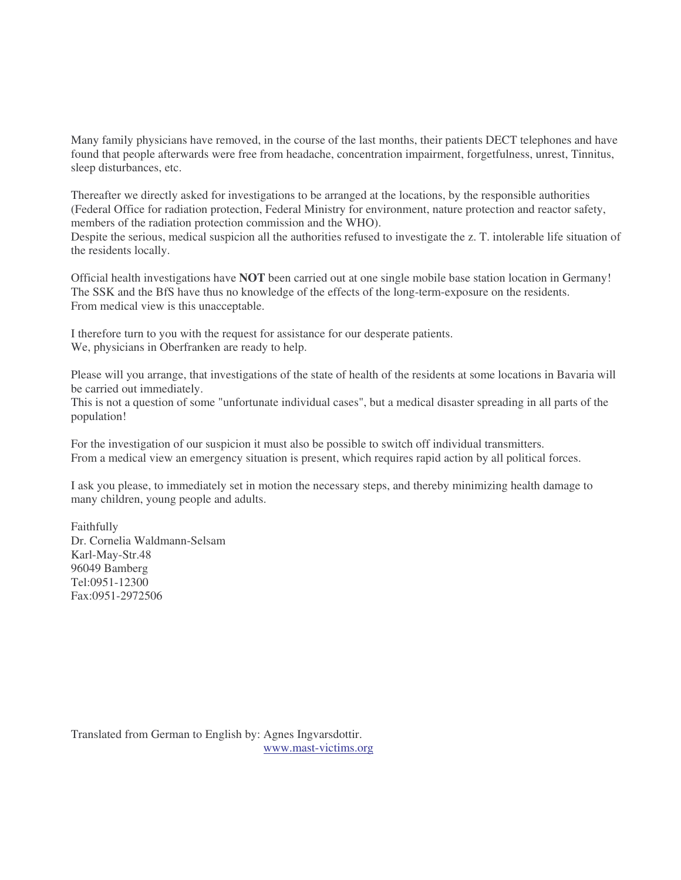Many family physicians have removed, in the course of the last months, their patients DECT telephones and have found that people afterwards were free from headache, concentration impairment, forgetfulness, unrest, Tinnitus, sleep disturbances, etc.

Thereafter we directly asked for investigations to be arranged at the locations, by the responsible authorities (Federal Office for radiation protection, Federal Ministry for environment, nature protection and reactor safety, members of the radiation protection commission and the WHO).
Despite the serious, medical suspicion all the authorities refused to investigate the z. T. intolerable life situation of the residents locally.

Official health investigations have **NOT** been carried out at one single mobile base station location in Germany!
The SSK and the BfS have thus no knowledge of the effects of the long-term-exposure on the residents.
From medical view is this unacceptable.

I therefore turn to you with the request for assistance for our desperate patients.
We, physicians in Oberfranken are ready to help.

Please will you arrange, that investigations of the state of health of the residents at some locations in Bavaria will be carried out immediately.
This is not a question of some "unfortunate individual cases", but a medical disaster spreading in all parts of the population!

For the investigation of our suspicion it must also be possible to switch off individual transmitters.
From a medical view an emergency situation is present, which requires rapid action by all political forces.

I ask you please, to immediately set in motion the necessary steps, and thereby minimizing health damage to many children, young people and adults.

Faithfully
Dr. Cornelia Waldmann-Selsam
Karl-May-Str.48
96049 Bamberg
Tel:0951-12300
Fax:0951-2972506

Translated from German to English by: Agnes Ingvarsdottir.
www.mast-victims.org